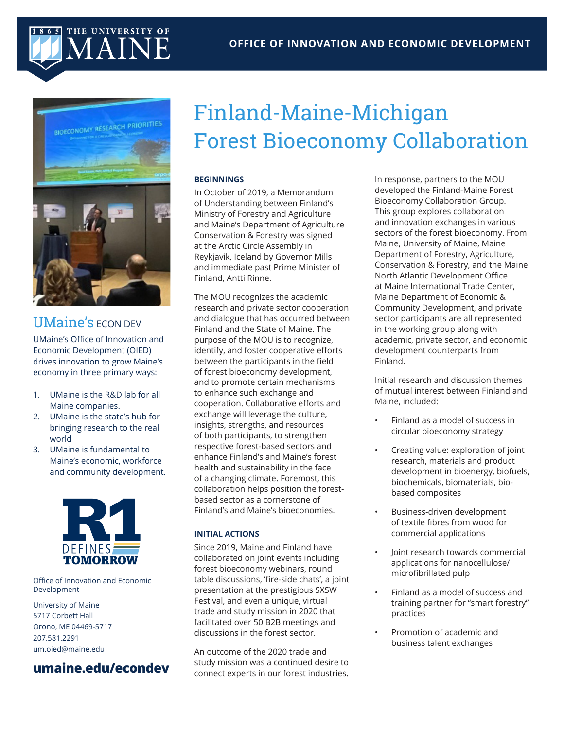# Finland-Maine-Michigan Forest Bioeconomy Collaboration

## BEGINNINGS

In October of 2019, a Memorandum of Understanding between Finland's Ministry of Forestry and Agriculture and Maine's Department of Agriculture Conservation & Forestry was signed at the Arctic Circle Assembly in Reykjavik, Iceland by Governor Mills and immediate past Prime Minister of Finland, Antti Rinne.

The MOU recognizes the academic research and private sector cooperation and dialogue that has occurred between Finland and the State of Maine. The purpose of the MOU is to recognize, identify, and foster cooperative efforts between the participants in the field of forest bioeconomy development, and to promote certain mechanisms to enhance such exchange and cooperation. Collaborative efforts and exchange will leverage the culture, insights, strengths, and resources of both participants, to strengthen respective forest-based sectors and enhance Finland's and Maine's forest health and sustainability in the face of a changing climate. Foremost, this collaboration helps position the forest-based sector as a cornerstone of Finland's and Maine's bioeconomies.

## INITIAL ACTIONS

Since 2019, Maine and Finland have collaborated on joint events including forest bioeconomy webinars, round table discussions, 'fire-side chats', a joint presentation at the prestigious SXSW Festival, and even a unique, virtual trade and study mission in 2020 that facilitated over 50 B2B meetings and discussions in the forest sector.

An outcome of the 2020 trade and study mission was a continued desire to connect experts in our forest industries.

In response, partners to the MOU developed the Finland-Maine Forest Bioeconomy Collaboration Group. This group explores collaboration and innovation exchanges in various sectors of the forest bioeconomy. From Maine, University of Maine, Maine Department of Forestry, Agriculture, Conservation & Forestry, and the Maine North Atlantic Development Office at Maine International Trade Center, Maine Department of Economic & Community Development, and private sector participants are all represented in the working group along with academic, private sector, and economic development counterparts from Finland.

Initial research and discussion themes of mutual interest between Finland and Maine, included:

- Finland as a model of success in circular bioeconomy strategy
- Creating value: exploration of joint research, materials and product development in bioenergy, biofuels, biochemicals, biomaterials, bio-based composites
- Business-driven development of textile fibres from wood for commercial applications
- Joint research towards commercial applications for nanocellulose/ microfibrillated pulp
- Finland as a model of success and training partner for "smart forestry" practices
- Promotion of academic and business talent exchanges

## UMaine's ECON DEV

UMaine's Office of Innovation and Economic Development (OIED) drives innovation to grow Maine's economy in three primary ways:

1. UMaine is the R&D lab for all Maine companies.
2. UMaine is the state's hub for bringing research to the real world
3. UMaine is fundamental to Maine's economic, workforce and community development.

R1 DEFINES TOMORROW

Office of Innovation and Economic Development

University of Maine
5717 Corbett Hall
Orono, ME 04469-5717
207.581.2291
um.oied@maine.edu

**umaine.edu/econdev**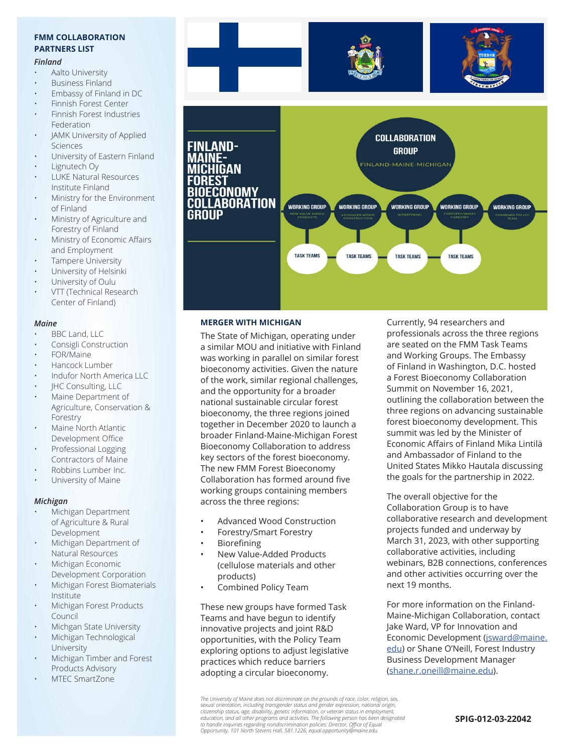## FMM COLLABORATION PARTNERS LIST

*Finland*

- Aalto University
- Business Finland
- Embassy of Finland in DC
- Finnish Forest Center
- Finnish Forest Industries Federation
- JAMK University of Applied Sciences
- University of Eastern Finland
- Lignutech Oy
- LUKE Natural Resources Institute Finland
- Ministry for the Environment of Finland
- Ministry of Agriculture and Forestry of Finland
- Ministry of Economic Affairs and Employment
- Tampere University
- University of Helsinki
- University of Oulu
- VTT (Technical Research Center of Finland)

*Maine*

- BBC Land, LLC
- Consigli Construction
- FOR/Maine
- Hancock Lumber
- Indufor North America LLC
- JHC Consulting, LLC
- Maine Department of Agriculture, Conservation & Forestry
- Maine North Atlantic Development Office
- Professional Logging Contractors of Maine
- Robbins Lumber Inc.
- University of Maine

*Michigan*

- Michigan Department of Agriculture & Rural Development
- Michigan Department of Natural Resources
- Michigan Economic Development Corporation
- Michigan Forest Biomaterials Institute
- Michigan Forest Products Council
- Michgan State University
- Michigan Technological University
- Michigan Timber and Forest Products Advisory
- MTEC SmartZone

FINLAND-MAINE-MICHIGAN FOREST BIOECONOMY COLLABORATION GROUP

COLLABORATION GROUP
FINLAND-MAINE-MICHIGAN

WORKING GROUP
NEW VALUE ADDED PRODUCTS

WORKING GROUP
ADVANCED WOOD CONSTRUCTION

WORKING GROUP
BIOREFINING

WORKING GROUP
FORESTRY/SMART FORESTRY

WORKING GROUP
COMBINED POLICY TEAM

TASK TEAMS

TASK TEAMS

TASK TEAMS

TASK TEAMS

### MERGER WITH MICHIGAN

The State of Michigan, operating under a similar MOU and initiative with Finland was working in parallel on similar forest bioeconomy activities. Given the nature of the work, similar regional challenges, and the opportunity for a broader national sustainable circular forest bioeconomy, the three regions joined together in December 2020 to launch a broader Finland-Maine-Michigan Forest Bioeconomy Collaboration to address key sectors of the forest bioeconomy. The new FMM Forest Bioeconomy Collaboration has formed around five working groups containing members across the three regions:

- Advanced Wood Construction
- Forestry/Smart Forestry
- Biorefining
- New Value-Added Products (cellulose materials and other products)
- Combined Policy Team

These new groups have formed Task Teams and have begun to identify innovative projects and joint R&D opportunities, with the Policy Team exploring options to adjust legislative practices which reduce barriers adopting a circular bioeconomy.

Currently, 94 researchers and professionals across the three regions are seated on the FMM Task Teams and Working Groups. The Embassy of Finland in Washington, D.C. hosted a Forest Bioeconomy Collaboration Summit on November 16, 2021, outlining the collaboration between the three regions on advancing sustainable forest bioeconomy development. This summit was led by the Minister of Economic Affairs of Finland Mika Lintilä and Ambassador of Finland to the United States Mikko Hautala discussing the goals for the partnership in 2022.

The overall objective for the Collaboration Group is to have collaborative research and development projects funded and underway by March 31, 2023, with other supporting collaborative activities, including webinars, B2B connections, conferences and other activities occurring over the next 19 months.

For more information on the Finland-Maine-Michigan Collaboration, contact Jake Ward, VP for Innovation and Economic Development (jsward@maine.edu) or Shane O'Neill, Forest Industry Business Development Manager (shane.r.oneill@maine.edu).

*The University of Maine does not discriminate on the grounds of race, color, religion, sex, sexual orientation, including transgender status and gender expression, national origin, citizenship status, age, disability, genetic information, or veteran status in employment, education, and all other programs and activities. The following person has been designated to handle inquiries regarding nondiscrimination policies: Director, Office of Equal Opportunity, 101 North Stevens Hall, 581.1226, equal.opportunity@maine.edu.*

**SPIG-012-03-22042**